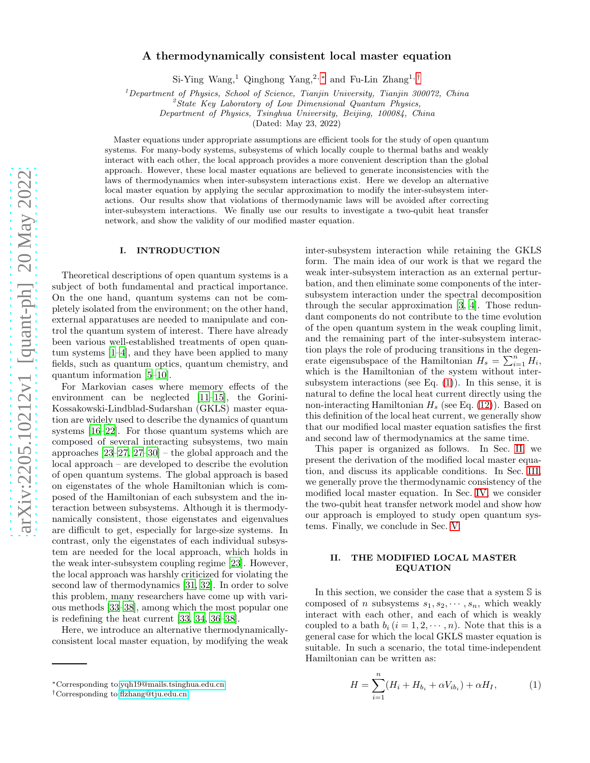# A thermodynamically consistent local master equation

Si-Ying Wang,[1] Qinghong Yang,[2,*] and Fu-Lin Zhang[1,†]

[1]*Department of Physics, School of Science, Tianjin University, Tianjin 300072, China*
[2]*State Key Laboratory of Low Dimensional Quantum Physics, Department of Physics, Tsinghua University, Beijing, 100084, China*

(Dated: May 23, 2022)

Master equations under appropriate assumptions are efficient tools for the study of open quantum systems. For many-body systems, subsystems of which locally couple to thermal baths and weakly interact with each other, the local approach provides a more convenient description than the global approach. However, these local master equations are believed to generate inconsistencies with the laws of thermodynamics when inter-subsystem interactions exist. Here we develop an alternative local master equation by applying the secular approximation to modify the inter-subsystem interactions. Our results show that violations of thermodynamic laws will be avoided after correcting inter-subsystem interactions. We finally use our results to investigate a two-qubit heat transfer network, and show the validity of our modified master equation.

## I. INTRODUCTION

Theoretical descriptions of open quantum systems is a subject of both fundamental and practical importance. On the one hand, quantum systems can not be completely isolated from the environment; on the other hand, external apparatuses are needed to manipulate and control the quantum system of interest. There have already been various well-established treatments of open quantum systems [1–4], and they have been applied to many fields, such as quantum optics, quantum chemistry, and quantum information [5–10].

For Markovian cases where memory effects of the environment can be neglected [11–15], the Gorini-Kossakowski-Lindblad-Sudarshan (GKLS) master equation are widely used to describe the dynamics of quantum systems [16–22]. For those quantum systems which are composed of several interacting subsystems, two main approaches [23–27, 27–30] – the global approach and the local approach – are developed to describe the evolution of open quantum systems. The global approach is based on eigenstates of the whole Hamiltonian which is composed of the Hamiltonian of each subsystem and the interaction between subsystems. Although it is thermodynamically consistent, those eigenstates and eigenvalues are difficult to get, especially for large-size systems. In contrast, only the eigenstates of each individual subsystem are needed for the local approach, which holds in the weak inter-subsystem coupling regime [23]. However, the local approach was harshly criticized for violating the second law of thermodynamics [31, 32]. In order to solve this problem, many researchers have come up with various methods [33–38], among which the most popular one is redefining the heat current [33, 34, 36–38].

Here, we introduce an alternative thermodynamically-consistent local master equation, by modifying the weak inter-subsystem interaction while retaining the GKLS form. The main idea of our work is that we regard the weak inter-subsystem interaction as an external perturbation, and then eliminate some components of the inter-subsystem interaction under the spectral decomposition through the secular approximation [3, 4]. Those redundant components do not contribute to the time evolution of the open quantum system in the weak coupling limit, and the remaining part of the inter-subsystem interaction plays the role of producing transitions in the degenerate eigensubspace of the Hamiltonian $H_s = \sum_{i=1}^{n} H_i$, which is the Hamiltonian of the system without inter-subsystem interactions (see Eq. (1)). In this sense, it is natural to define the local heat current directly using the non-interacting Hamiltonian $H_s$ (see Eq. (12)). Based on this definition of the local heat current, we generally show that our modified local master equation satisfies the first and second law of thermodynamics at the same time.

This paper is organized as follows. In Sec. II, we present the derivation of the modified local master equation, and discuss its applicable conditions. In Sec. III, we generally prove the thermodynamic consistency of the modified local master equation. In Sec. IV, we consider the two-qubit heat transfer network model and show how our approach is employed to study open quantum systems. Finally, we conclude in Sec. V.

## II. THE MODIFIED LOCAL MASTER EQUATION

In this section, we consider the case that a system $\mathbb{S}$ is composed of $n$ subsystems $s_1, s_2, \cdots, s_n$, which weakly interact with each other, and each of which is weakly coupled to a bath $b_i$ $(i = 1, 2, \cdots, n)$. Note that this is a general case for which the local GKLS master equation is suitable. In such a scenario, the total time-independent Hamiltonian can be written as:

$$H = \sum_{i=1}^{n} (H_i + H_{b_i} + \alpha V_{ib_i}) + \alpha H_I, \tag{1}$$

---

*Corresponding to yqh19@mails.tsinghua.edu.cn
†Corresponding to flzhang@tju.edu.cn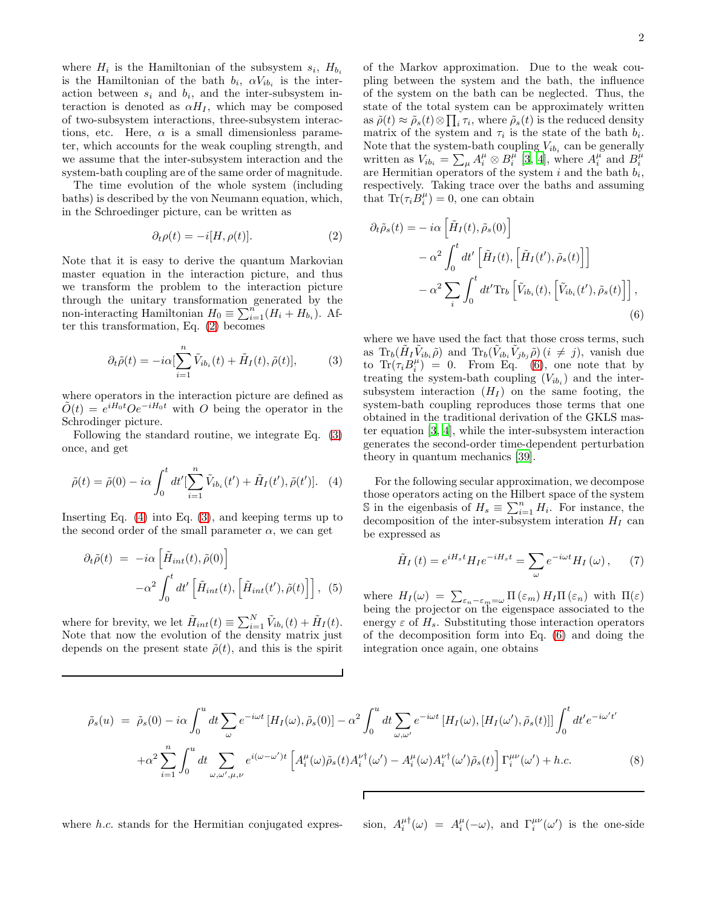where $H_i$ is the Hamiltonian of the subsystem $s_i$, $H_{b_i}$ is the Hamiltonian of the bath $b_i$, $\alpha V_{ib_i}$ is the interaction between $s_i$ and $b_i$, and the inter-subsystem interaction is denoted as $\alpha H_I$, which may be composed of two-subsystem interactions, three-subsystem interactions, etc. Here, $\alpha$ is a small dimensionless parameter, which accounts for the weak coupling strength, and we assume that the inter-subsystem interaction and the system-bath coupling are of the same order of magnitude.

The time evolution of the whole system (including baths) is described by the von Neumann equation, which, in the Schroedinger picture, can be written as

$$\partial_t \rho(t) = -i[H, \rho(t)]. \tag{2}$$

Note that it is easy to derive the quantum Markovian master equation in the interaction picture, and thus we transform the problem to the interaction picture through the unitary transformation generated by the non-interacting Hamiltonian $H_0 \equiv \sum_{i=1}^{n}(H_i + H_{b_i})$. After this transformation, Eq. (2) becomes

$$\partial_t \tilde{\rho}(t) = -i\alpha[\sum_{i=1}^{n} \tilde{V}_{ib_i}(t) + \tilde{H}_I(t), \tilde{\rho}(t)], \tag{3}$$

where operators in the interaction picture are defined as $\tilde{O}(t) = e^{iH_0 t} O e^{-iH_0 t}$ with $O$ being the operator in the Schrodinger picture.

Following the standard routine, we integrate Eq. (3) once, and get

$$\tilde{\rho}(t) = \tilde{\rho}(0) - i\alpha \int_0^t dt' [\sum_{i=1}^{n} \tilde{V}_{ib_i}(t') + \tilde{H}_I(t'), \tilde{\rho}(t')]. \tag{4}$$

Inserting Eq. (4) into Eq. (3), and keeping terms up to the second order of the small parameter $\alpha$, we can get

$$\begin{aligned}\partial_t \tilde{\rho}(t) &= -i\alpha \left[\tilde{H}_{int}(t), \tilde{\rho}(0)\right] \\ &\quad -\alpha^2 \int_0^t dt' \left[\tilde{H}_{int}(t), \left[\tilde{H}_{int}(t'), \tilde{\rho}(t)\right]\right], \end{aligned} \tag{5}$$

where for brevity, we let $\tilde{H}_{int}(t) \equiv \sum_{i=1}^{N} \tilde{V}_{ib_i}(t) + \tilde{H}_I(t)$. Note that now the evolution of the density matrix just depends on the present state $\tilde{\rho}(t)$, and this is the spirit of the Markov approximation. Due to the weak coupling between the system and the bath, the influence of the system on the bath can be neglected. Thus, the state of the total system can be approximately written as $\tilde{\rho}(t) \approx \tilde{\rho}_s(t) \otimes \prod_i \tau_i$, where $\tilde{\rho}_s(t)$ is the reduced density matrix of the system and $\tau_i$ is the state of the bath $b_i$. Note that the system-bath coupling $V_{ib_i}$ can be generally written as $V_{ib_i} = \sum_\mu A_i^\mu \otimes B_i^\mu$ [3, 4], where $A_i^\mu$ and $B_i^\mu$ are Hermitian operators of the system $i$ and the bath $b_i$, respectively. Taking trace over the baths and assuming that $\mathrm{Tr}(\tau_i B_i^\mu) = 0$, one can obtain

$$\begin{aligned}\partial_t \tilde{\rho}_s(t) = &- i\alpha \left[\tilde{H}_I(t), \tilde{\rho}_s(0)\right] \\ &- \alpha^2 \int_0^t dt' \left[\tilde{H}_I(t), \left[\tilde{H}_I(t'), \tilde{\rho}_s(t)\right]\right] \\ &- \alpha^2 \sum_i \int_0^t dt' \mathrm{Tr}_b \left[\tilde{V}_{ib_i}(t), \left[\tilde{V}_{ib_i}(t'), \tilde{\rho}_s(t)\right]\right],\end{aligned} \tag{6}$$

where we have used the fact that those cross terms, such as $\mathrm{Tr}_b(\tilde{H}_I \tilde{V}_{ib_i} \tilde{\rho})$ and $\mathrm{Tr}_b(\tilde{V}_{ib_i} \tilde{V}_{jb_j} \tilde{\rho})$ $(i \neq j)$, vanish due to $\mathrm{Tr}(\tau_i B_i^\mu) = 0$. From Eq. (6), one note that by treating the system-bath coupling ($V_{ib_i}$) and the inter-subsystem interaction ($H_I$) on the same footing, the system-bath coupling reproduces those terms that one obtained in the traditional derivation of the GKLS master equation [3, 4], while the inter-subsystem interaction generates the second-order time-dependent perturbation theory in quantum mechanics [39].

For the following secular approximation, we decompose those operators acting on the Hilbert space of the system $\mathbb{S}$ in the eigenbasis of $H_s \equiv \sum_{i=1}^{n} H_i$. For instance, the decomposition of the inter-subsystem interation $H_I$ can be expressed as

$$\tilde{H}_I(t) = e^{iH_s t} H_I e^{-iH_s t} = \sum_\omega e^{-i\omega t} H_I(\omega), \tag{7}$$

where $H_I(\omega) = \sum_{\varepsilon_n - \varepsilon_m = \omega} \Pi(\varepsilon_m) H_I \Pi(\varepsilon_n)$ with $\Pi(\varepsilon)$ being the projector on the eigenspace associated to the energy $\varepsilon$ of $H_s$. Substituting those interaction operators of the decomposition form into Eq. (6) and doing the integration once again, one obtains

$$\begin{aligned}\tilde{\rho}_s(u) &= \tilde{\rho}_s(0) - i\alpha \int_0^u dt \sum_\omega e^{-i\omega t} [H_I(\omega), \tilde{\rho}_s(0)] - \alpha^2 \int_0^u dt \sum_{\omega,\omega'} e^{-i\omega t} [H_I(\omega), [H_I(\omega'), \tilde{\rho}_s(t)]] \int_0^t dt' e^{-i\omega' t'} \\ &\quad + \alpha^2 \sum_{i=1}^{n} \int_0^u dt \sum_{\omega,\omega',\mu,\nu} e^{i(\omega-\omega')t} \left[A_i^\mu(\omega) \tilde{\rho}_s(t) A_i^{\nu\dagger}(\omega') - A_i^\mu(\omega) A_i^{\nu\dagger}(\omega') \tilde{\rho}_s(t)\right] \Gamma_i^{\mu\nu}(\omega') + h.c.\end{aligned} \tag{8}$$

where $h.c.$ stands for the Hermitian conjugated expression, $A_i^{\mu\dagger}(\omega) = A_i^\mu(-\omega)$, and $\Gamma_i^{\mu\nu}(\omega')$ is the one-side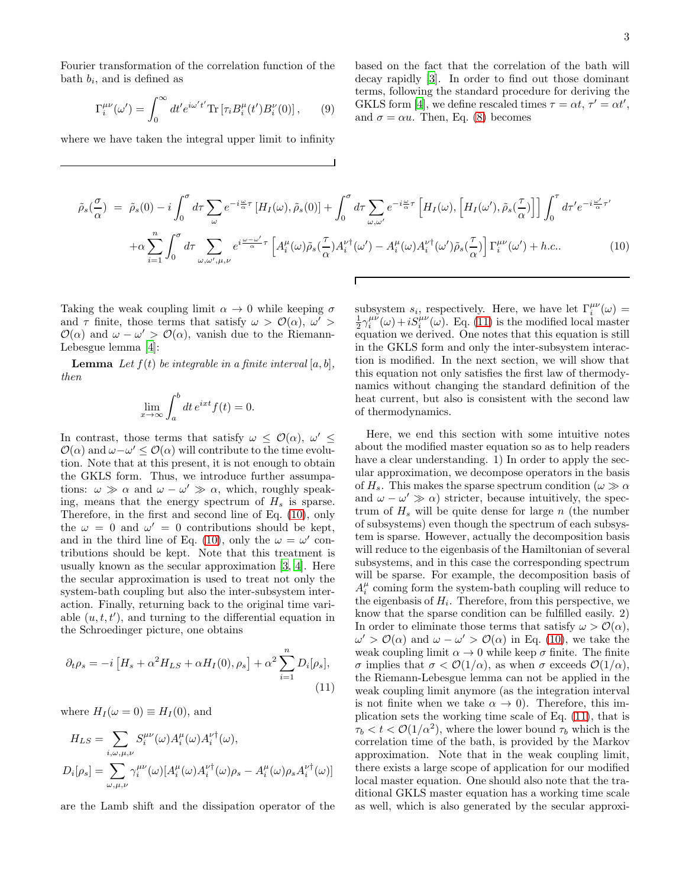Fourier transformation of the correlation function of the bath $b_i$, and is defined as

$$\Gamma_i^{\mu\nu}(\omega') = \int_0^\infty dt' e^{i\omega' t'} \mathrm{Tr}\left[\tau_i B_i^\mu(t') B_i^\nu(0)\right], \tag{9}$$

where we have taken the integral upper limit to infinity based on the fact that the correlation of the bath will decay rapidly [3]. In order to find out those dominant terms, following the standard procedure for deriving the GKLS form [4], we define rescaled times $\tau = \alpha t$, $\tau' = \alpha t'$, and $\sigma = \alpha u$. Then, Eq. (8) becomes

$$\begin{aligned}
\tilde{\rho}_s(\frac{\sigma}{\alpha}) \;=\; & \tilde{\rho}_s(0) - i\int_0^\sigma d\tau \sum_\omega e^{-i\frac{\omega}{\alpha}\tau}\left[H_I(\omega), \tilde{\rho}_s(0)\right] + \int_0^\sigma d\tau \sum_{\omega,\omega'} e^{-i\frac{\omega}{\alpha}\tau}\left[H_I(\omega), \left[H_I(\omega'), \tilde{\rho}_s(\frac{\tau}{\alpha})\right]\right] \int_0^\tau d\tau' e^{-i\frac{\omega'}{\alpha}\tau'} \\
& + \alpha \sum_{i=1}^n \int_0^\sigma d\tau \sum_{\omega,\omega',\mu,\nu} e^{i\frac{\omega-\omega'}{\alpha}\tau}\left[A_i^\mu(\omega)\tilde{\rho}_s(\frac{\tau}{\alpha})A_i^{\nu\dagger}(\omega') - A_i^\mu(\omega)A_i^{\nu\dagger}(\omega')\tilde{\rho}_s(\frac{\tau}{\alpha})\right]\Gamma_i^{\mu\nu}(\omega') + h.c.. 
\end{aligned} \tag{10}$$

Taking the weak coupling limit $\alpha \to 0$ while keeping $\sigma$ and $\tau$ finite, those terms that satisfy $\omega > \mathcal{O}(\alpha)$, $\omega' > \mathcal{O}(\alpha)$ and $\omega - \omega' > \mathcal{O}(\alpha)$, vanish due to the Riemann-Lebesgue lemma [4]:

**Lemma** *Let $f(t)$ be integrable in a finite interval $[a, b]$, then*

$$\lim_{x\to\infty} \int_a^b dt\, e^{ixt} f(t) = 0.$$

In contrast, those terms that satisfy $\omega \leq \mathcal{O}(\alpha)$, $\omega' \leq \mathcal{O}(\alpha)$ and $\omega - \omega' \leq \mathcal{O}(\alpha)$ will contribute to the time evolution. Note that at this present, it is not enough to obtain the GKLS form. Thus, we introduce further assumpations: $\omega \gg \alpha$ and $\omega - \omega' \gg \alpha$, which, roughly speaking, means that the energy spectrum of $H_s$ is sparse. Therefore, in the first and second line of Eq. (10), only the $\omega = 0$ and $\omega' = 0$ contributions should be kept, and in the third line of Eq. (10), only the $\omega = \omega'$ contributions should be kept. Note that this treatment is usually known as the secular approximation [3, 4]. Here the secular approximation is used to treat not only the system-bath coupling but also the inter-subsystem interaction. Finally, returning back to the original time variable $(u, t, t')$, and turning to the differential equation in the Schroedinger picture, one obtains

$$\partial_t \rho_s = -i\left[H_s + \alpha^2 H_{LS} + \alpha H_I(0), \rho_s\right] + \alpha^2 \sum_{i=1}^n D_i[\rho_s], \tag{11}$$

where $H_I(\omega = 0) \equiv H_I(0)$, and

$$H_{LS} = \sum_{i,\omega,\mu,\nu} S_i^{\mu\nu}(\omega) A_i^\mu(\omega) A_i^{\nu\dagger}(\omega),$$

$$D_i[\rho_s] = \sum_{\omega,\mu,\nu} \gamma_i^{\mu\nu}(\omega)[A_i^\mu(\omega)A_i^{\nu\dagger}(\omega)\rho_s - A_i^\mu(\omega)\rho_s A_i^{\nu\dagger}(\omega)]$$

are the Lamb shift and the dissipation operator of the subsystem $s_i$, respectively. Here, we have let $\Gamma_i^{\mu\nu}(\omega) = \frac{1}{2}\gamma_i^{\mu\nu}(\omega) + iS_i^{\mu\nu}(\omega)$. Eq. (11) is the modified local master equation we derived. One notes that this equation is still in the GKLS form and only the inter-subsystem interaction is modified. In the next section, we will show that this equation not only satisfies the first law of thermodynamics without changing the standard definition of the heat current, but also is consistent with the second law of thermodynamics.

Here, we end this section with some intuitive notes about the modified master equation so as to help readers have a clear understanding. 1) In order to apply the secular approximation, we decompose operators in the basis of $H_s$. This makes the sparse spectrum condition ($\omega \gg \alpha$ and $\omega - \omega' \gg \alpha$) stricter, because intuitively, the spectrum of $H_s$ will be quite dense for large $n$ (the number of subsystems) even though the spectrum of each subsystem is sparse. However, actually the decomposition basis will reduce to the eigenbasis of the Hamiltonian of several subsystems, and in this case the corresponding spectrum will be sparse. For example, the decomposition basis of $A_i^\mu$ coming form the system-bath coupling will reduce to the eigenbasis of $H_i$. Therefore, from this perspective, we know that the sparse condition can be fulfilled easily. 2) In order to eliminate those terms that satisfy $\omega > \mathcal{O}(\alpha)$, $\omega' > \mathcal{O}(\alpha)$ and $\omega - \omega' > \mathcal{O}(\alpha)$ in Eq. (10), we take the weak coupling limit $\alpha \to 0$ while keep $\sigma$ finite. The finite $\sigma$ implies that $\sigma < \mathcal{O}(1/\alpha)$, as when $\sigma$ exceeds $\mathcal{O}(1/\alpha)$, the Riemann-Lebesgue lemma can not be applied in the weak coupling limit anymore (as the integration interval is not finite when we take $\alpha \to 0$). Therefore, this implication sets the working time scale of Eq. (11), that is $\tau_b < t < \mathcal{O}(1/\alpha^2)$, where the lower bound $\tau_b$ which is the correlation time of the bath, is provided by the Markov approximation. Note that in the weak coupling limit, there exists a large scope of application for our modified local master equation. One should also note that the traditional GKLS master equation has a working time scale as well, which is also generated by the secular approxi-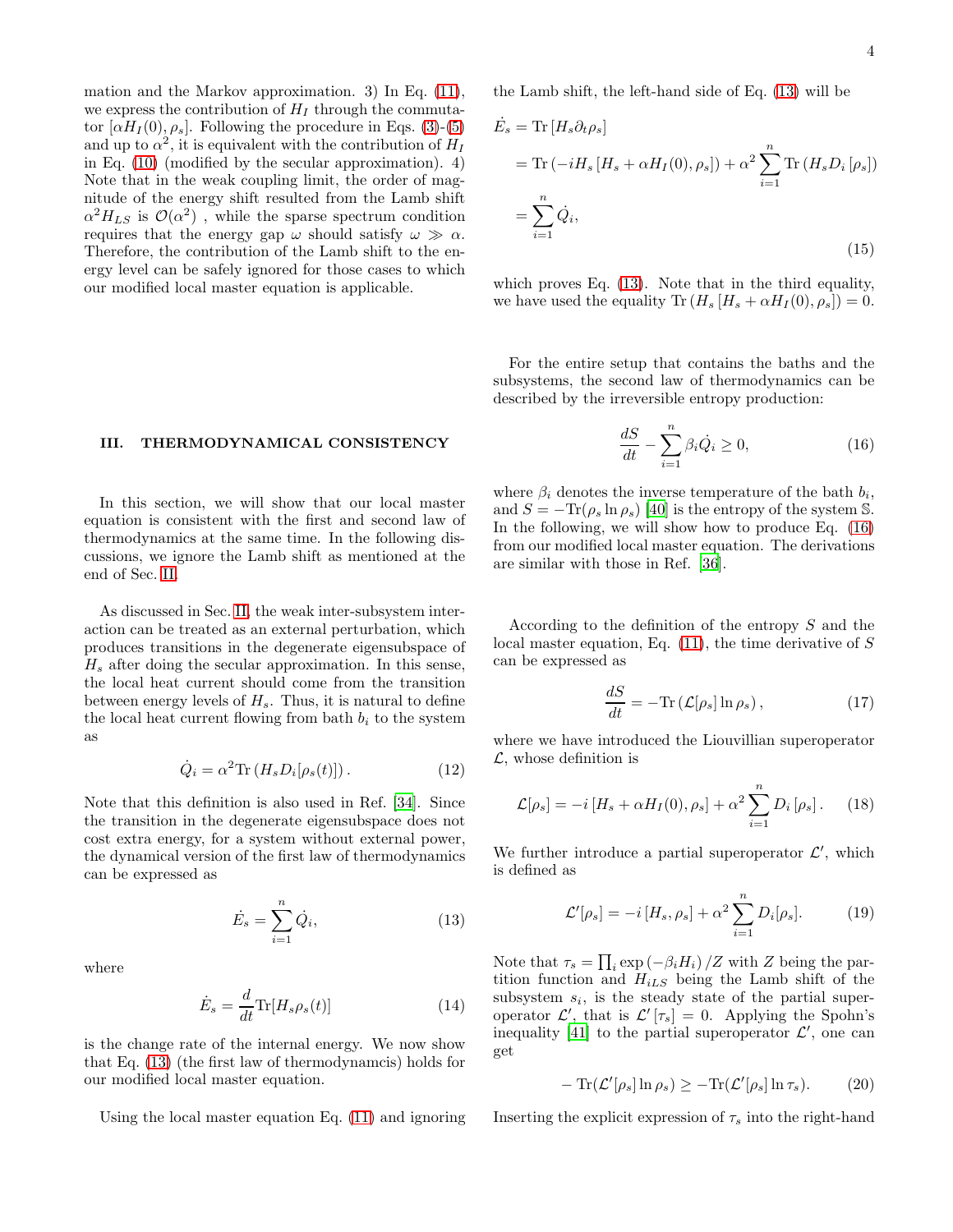mation and the Markov approximation. 3) In Eq. (11), we express the contribution of $H_I$ through the commutator $[\alpha H_I(0), \rho_s]$. Following the procedure in Eqs. (3)-(5) and up to $\alpha^2$, it is equivalent with the contribution of $H_I$ in Eq. (10) (modified by the secular approximation). 4) Note that in the weak coupling limit, the order of magnitude of the energy shift resulted from the Lamb shift $\alpha^2 H_{LS}$ is $\mathcal{O}(\alpha^2)$ , while the sparse spectrum condition requires that the energy gap $\omega$ should satisfy $\omega \gg \alpha$. Therefore, the contribution of the Lamb shift to the energy level can be safely ignored for those cases to which our modified local master equation is applicable.

## III. THERMODYNAMICAL CONSISTENCY

In this section, we will show that our local master equation is consistent with the first and second law of thermodynamics at the same time. In the following discussions, we ignore the Lamb shift as mentioned at the end of Sec. II.

As discussed in Sec. II, the weak inter-subsystem interaction can be treated as an external perturbation, which produces transitions in the degenerate eigensubspace of $H_s$ after doing the secular approximation. In this sense, the local heat current should come from the transition between energy levels of $H_s$. Thus, it is natural to define the local heat current flowing from bath $b_i$ to the system as

$$\dot{Q}_i = \alpha^2 \mathrm{Tr}\left(H_s D_i[\rho_s(t)]\right). \tag{12}$$

Note that this definition is also used in Ref. [34]. Since the transition in the degenerate eigensubspace does not cost extra energy, for a system without external power, the dynamical version of the first law of thermodynamics can be expressed as

$$\dot{E}_s = \sum_{i=1}^{n} \dot{Q}_i, \tag{13}$$

where

$$\dot{E}_s = \frac{d}{dt}\mathrm{Tr}[H_s \rho_s(t)] \tag{14}$$

is the change rate of the internal energy. We now show that Eq. (13) (the first law of thermodynamcis) holds for our modified local master equation.

Using the local master equation Eq. (11) and ignoring the Lamb shift, the left-hand side of Eq. (13) will be

$$\begin{aligned}
\dot{E}_s &= \mathrm{Tr}\left[H_s \partial_t \rho_s\right] \\
&= \mathrm{Tr}\left(-iH_s\left[H_s + \alpha H_I(0), \rho_s\right]\right) + \alpha^2 \sum_{i=1}^{n} \mathrm{Tr}\left(H_s D_i\left[\rho_s\right]\right) \\
&= \sum_{i=1}^{n} \dot{Q}_i,
\end{aligned} \tag{15}$$

which proves Eq. (13). Note that in the third equality, we have used the equality $\mathrm{Tr}\left(H_s\left[H_s + \alpha H_I(0), \rho_s\right]\right) = 0$.

For the entire setup that contains the baths and the subsystems, the second law of thermodynamics can be described by the irreversible entropy production:

$$\frac{dS}{dt} - \sum_{i=1}^{n} \beta_i \dot{Q}_i \geq 0, \tag{16}$$

where $\beta_i$ denotes the inverse temperature of the bath $b_i$, and $S = -\mathrm{Tr}(\rho_s \ln \rho_s)$ [40] is the entropy of the system $\mathbb{S}$. In the following, we will show how to produce Eq. (16) from our modified local master equation. The derivations are similar with those in Ref. [36].

According to the definition of the entropy $S$ and the local master equation, Eq. (11), the time derivative of $S$ can be expressed as

$$\frac{dS}{dt} = -\mathrm{Tr}\left(\mathcal{L}[\rho_s] \ln \rho_s\right), \tag{17}$$

where we have introduced the Liouvillian superoperator $\mathcal{L}$, whose definition is

$$\mathcal{L}[\rho_s] = -i\left[H_s + \alpha H_I(0), \rho_s\right] + \alpha^2 \sum_{i=1}^{n} D_i\left[\rho_s\right]. \tag{18}$$

We further introduce a partial superoperator $\mathcal{L}'$, which is defined as

$$\mathcal{L}'[\rho_s] = -i\left[H_s, \rho_s\right] + \alpha^2 \sum_{i=1}^{n} D_i[\rho_s]. \tag{19}$$

Note that $\tau_s = \prod_i \exp\left(-\beta_i H_i\right)/Z$ with $Z$ being the partition function and $H_{iLS}$ being the Lamb shift of the subsystem $s_i$, is the steady state of the partial superoperator $\mathcal{L}'$, that is $\mathcal{L}'\left[\tau_s\right] = 0$. Applying the Spohn's inequality [41] to the partial superoperator $\mathcal{L}'$, one can get

$$-\mathrm{Tr}(\mathcal{L}'[\rho_s] \ln \rho_s) \geq -\mathrm{Tr}(\mathcal{L}'[\rho_s] \ln \tau_s). \tag{20}$$

Inserting the explicit expression of $\tau_s$ into the right-hand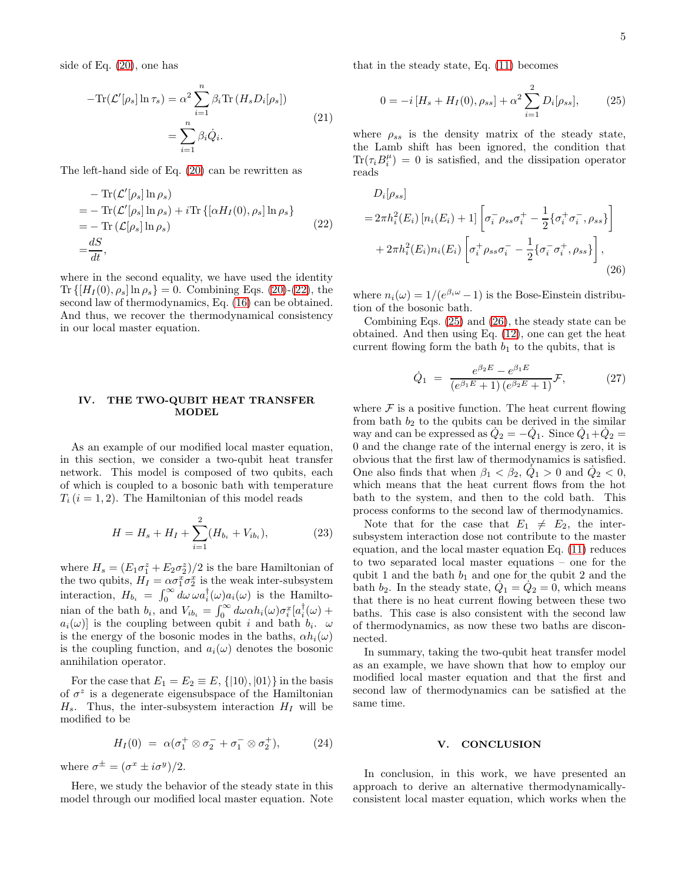side of Eq. (20), one has

$$
\begin{aligned}
-\mathrm{Tr}(\mathcal{L}'[\rho_s]\ln\tau_s) &= \alpha^2\sum_{i=1}^{n}\beta_i\mathrm{Tr}\left(H_s D_i[\rho_s]\right) \\
&= \sum_{i=1}^{n}\beta_i\dot{Q}_i.
\end{aligned}
\tag{21}
$$

The left-hand side of Eq. (20) can be rewritten as

$$
\begin{aligned}
&-\mathrm{Tr}(\mathcal{L}'[\rho_s]\ln\rho_s) \\
=&-\mathrm{Tr}(\mathcal{L}'[\rho_s]\ln\rho_s) + i\mathrm{Tr}\left\{[\alpha H_I(0),\rho_s]\ln\rho_s\right\} \\
=&-\mathrm{Tr}\left(\mathcal{L}[\rho_s]\ln\rho_s\right) \\
=&\frac{dS}{dt},
\end{aligned}
\tag{22}
$$

where in the second equality, we have used the identity $\mathrm{Tr}\left\{[H_I(0),\rho_s]\ln\rho_s\right\}=0$. Combining Eqs. (20)-(22), the second law of thermodynamics, Eq. (16) can be obtained. And thus, we recover the thermodynamical consistency in our local master equation.

## IV. THE TWO-QUBIT HEAT TRANSFER MODEL

As an example of our modified local master equation, in this section, we consider a two-qubit heat transfer network. This model is composed of two qubits, each of which is coupled to a bosonic bath with temperature $T_i\,(i=1,2)$. The Hamiltonian of this model reads

$$
H = H_s + H_I + \sum_{i=1}^{2}(H_{b_i}+V_{ib_i}),
\tag{23}
$$

where $H_s=(E_1\sigma_1^z+E_2\sigma_2^z)/2$ is the bare Hamiltonian of the two qubits, $H_I=\alpha\sigma_1^x\sigma_2^x$ is the weak inter-subsystem interaction, $H_{b_i}=\int_0^\infty d\omega\,\omega a_i^\dagger(\omega)a_i(\omega)$ is the Hamiltonian of the bath $b_i$, and $V_{ib_i}=\int_0^\infty d\omega\alpha h_i(\omega)\sigma_i^x[a_i^\dagger(\omega)+a_i(\omega)]$ is the coupling between qubit $i$ and bath $b_i$. $\omega$ is the energy of the bosonic modes in the baths, $\alpha h_i(\omega)$ is the coupling function, and $a_i(\omega)$ denotes the bosonic annihilation operator.

For the case that $E_1=E_2\equiv E$, $\{|10\rangle,|01\rangle\}$ in the basis of $\sigma^z$ is a degenerate eigensubspace of the Hamiltonian $H_s$. Thus, the inter-subsystem interaction $H_I$ will be modified to be

$$
H_I(0) \;=\; \alpha(\sigma_1^+\otimes\sigma_2^- + \sigma_1^-\otimes\sigma_2^+),
\tag{24}
$$

where $\sigma^\pm=(\sigma^x\pm i\sigma^y)/2$.

Here, we study the behavior of the steady state in this model through our modified local master equation. Note that in the steady state, Eq. (11) becomes

$$
0 = -i\left[H_s + H_I(0),\rho_{ss}\right] + \alpha^2\sum_{i=1}^{2}D_i[\rho_{ss}],
\tag{25}
$$

where $\rho_{ss}$ is the density matrix of the steady state, the Lamb shift has been ignored, the condition that $\mathrm{Tr}(\tau_i B_i^\mu)=0$ is satisfied, and the dissipation operator reads

$$
\begin{aligned}
&D_i[\rho_{ss}] \\
=&2\pi h_i^2(E_i)\left[n_i(E_i)+1\right]\left[\sigma_i^-\rho_{ss}\sigma_i^+ - \frac{1}{2}\{\sigma_i^+\sigma_i^-,\rho_{ss}\}\right] \\
&+2\pi h_i^2(E_i)n_i(E_i)\left[\sigma_i^+\rho_{ss}\sigma_i^- - \frac{1}{2}\{\sigma_i^-\sigma_i^+,\rho_{ss}\}\right],
\end{aligned}
\tag{26}
$$

where $n_i(\omega)=1/(e^{\beta_i\omega}-1)$ is the Bose-Einstein distribution of the bosonic bath.

Combining Eqs. (25) and (26), the steady state can be obtained. And then using Eq. (12), one can get the heat current flowing form the bath $b_1$ to the qubits, that is

$$
\dot{Q}_1 \;=\; \frac{e^{\beta_2 E}-e^{\beta_1 E}}{\left(e^{\beta_1 E}+1\right)\left(e^{\beta_2 E}+1\right)}\mathcal{F},
\tag{27}
$$

where $\mathcal{F}$ is a positive function. The heat current flowing from bath $b_2$ to the qubits can be derived in the similar way and can be expressed as $\dot{Q}_2=-\dot{Q}_1$. Since $\dot{Q}_1+\dot{Q}_2=0$ and the change rate of the internal energy is zero, it is obvious that the first law of thermodynamics is satisfied. One also finds that when $\beta_1<\beta_2$, $\dot{Q}_1>0$ and $\dot{Q}_2<0$, which means that the heat current flows from the hot bath to the system, and then to the cold bath. This process conforms to the second law of thermodynamics.

Note that for the case that $E_1\neq E_2$, the inter-subsystem interaction dose not contribute to the master equation, and the local master equation Eq. (11) reduces to two separated local master equations – one for the qubit 1 and the bath $b_1$ and one for the qubit 2 and the bath $b_2$. In the steady state, $\dot{Q}_1=\dot{Q}_2=0$, which means that there is no heat current flowing between these two baths. This case is also consistent with the second law of thermodynamics, as now these two baths are disconnected.

In summary, taking the two-qubit heat transfer model as an example, we have shown that how to employ our modified local master equation and that the first and second law of thermodynamics can be satisfied at the same time.

## V. CONCLUSION

In conclusion, in this work, we have presented an approach to derive an alternative thermodynamically-consistent local master equation, which works when the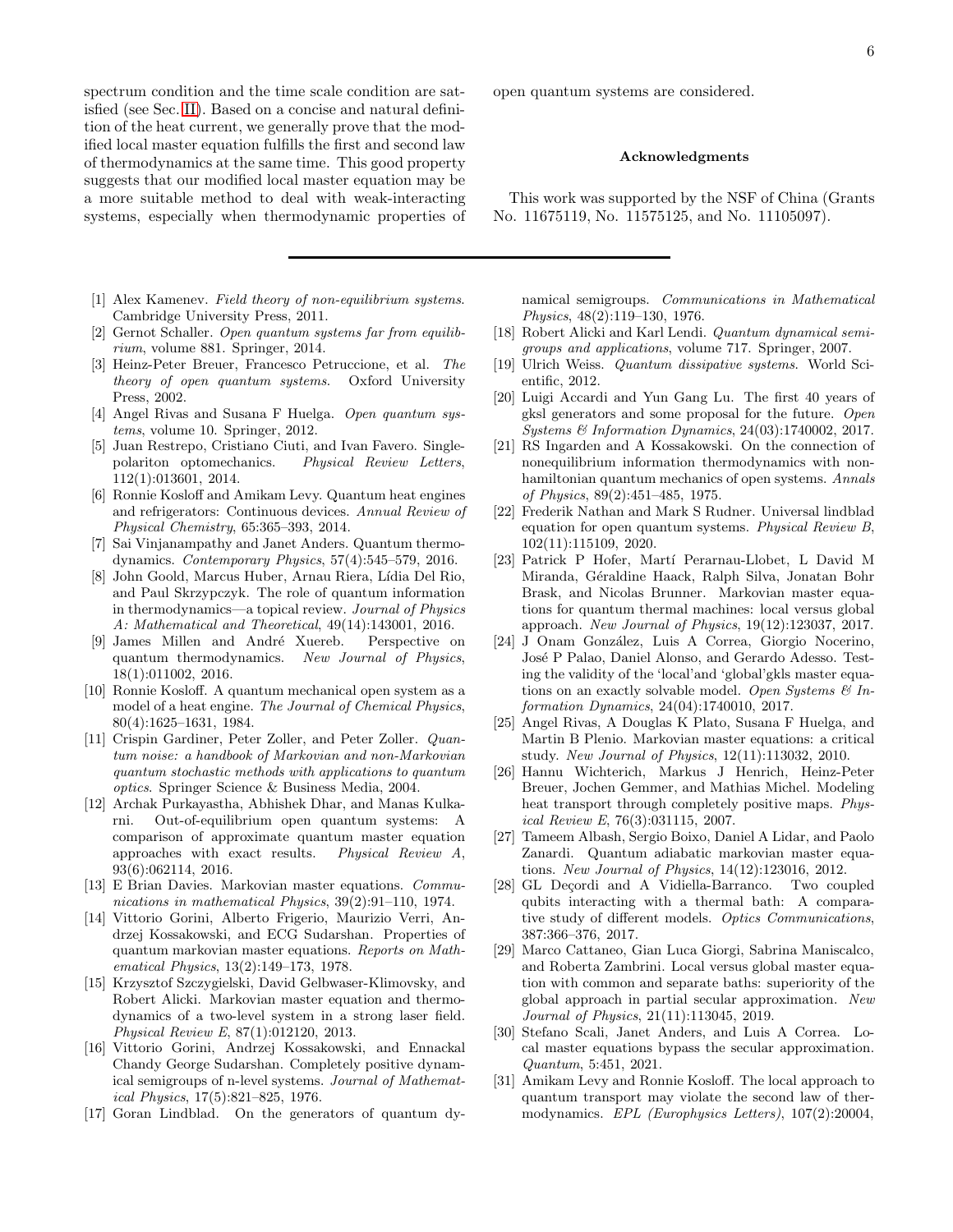spectrum condition and the time scale condition are satisfied (see Sec. II). Based on a concise and natural definition of the heat current, we generally prove that the modified local master equation fulfills the first and second law of thermodynamics at the same time. This good property suggests that our modified local master equation may be a more suitable method to deal with weak-interacting systems, especially when thermodynamic properties of open quantum systems are considered.

### Acknowledgments

This work was supported by the NSF of China (Grants No. 11675119, No. 11575125, and No. 11105097).

---

[1] Alex Kamenev. *Field theory of non-equilibrium systems*. Cambridge University Press, 2011.

[2] Gernot Schaller. *Open quantum systems far from equilibrium*, volume 881. Springer, 2014.

[3] Heinz-Peter Breuer, Francesco Petruccione, et al. *The theory of open quantum systems*. Oxford University Press, 2002.

[4] Angel Rivas and Susana F Huelga. *Open quantum systems*, volume 10. Springer, 2012.

[5] Juan Restrepo, Cristiano Ciuti, and Ivan Favero. Single-polariton optomechanics. *Physical Review Letters*, 112(1):013601, 2014.

[6] Ronnie Kosloff and Amikam Levy. Quantum heat engines and refrigerators: Continuous devices. *Annual Review of Physical Chemistry*, 65:365–393, 2014.

[7] Sai Vinjanampathy and Janet Anders. Quantum thermodynamics. *Contemporary Physics*, 57(4):545–579, 2016.

[8] John Goold, Marcus Huber, Arnau Riera, Lídia Del Rio, and Paul Skrzypczyk. The role of quantum information in thermodynamics—a topical review. *Journal of Physics A: Mathematical and Theoretical*, 49(14):143001, 2016.

[9] James Millen and André Xuereb. Perspective on quantum thermodynamics. *New Journal of Physics*, 18(1):011002, 2016.

[10] Ronnie Kosloff. A quantum mechanical open system as a model of a heat engine. *The Journal of Chemical Physics*, 80(4):1625–1631, 1984.

[11] Crispin Gardiner, Peter Zoller, and Peter Zoller. *Quantum noise: a handbook of Markovian and non-Markovian quantum stochastic methods with applications to quantum optics*. Springer Science & Business Media, 2004.

[12] Archak Purkayastha, Abhishek Dhar, and Manas Kulkarni. Out-of-equilibrium open quantum systems: A comparison of approximate quantum master equation approaches with exact results. *Physical Review A*, 93(6):062114, 2016.

[13] E Brian Davies. Markovian master equations. *Communications in mathematical Physics*, 39(2):91–110, 1974.

[14] Vittorio Gorini, Alberto Frigerio, Maurizio Verri, Andrzej Kossakowski, and ECG Sudarshan. Properties of quantum markovian master equations. *Reports on Mathematical Physics*, 13(2):149–173, 1978.

[15] Krzysztof Szczygielski, David Gelbwaser-Klimovsky, and Robert Alicki. Markovian master equation and thermodynamics of a two-level system in a strong laser field. *Physical Review E*, 87(1):012120, 2013.

[16] Vittorio Gorini, Andrzej Kossakowski, and Ennackal Chandy George Sudarshan. Completely positive dynamical semigroups of n-level systems. *Journal of Mathematical Physics*, 17(5):821–825, 1976.

[17] Goran Lindblad. On the generators of quantum dynamical semigroups. *Communications in Mathematical Physics*, 48(2):119–130, 1976.

[18] Robert Alicki and Karl Lendi. *Quantum dynamical semigroups and applications*, volume 717. Springer, 2007.

[19] Ulrich Weiss. *Quantum dissipative systems*. World Scientific, 2012.

[20] Luigi Accardi and Yun Gang Lu. The first 40 years of gksl generators and some proposal for the future. *Open Systems & Information Dynamics*, 24(03):1740002, 2017.

[21] RS Ingarden and A Kossakowski. On the connection of nonequilibrium information thermodynamics with non-hamiltonian quantum mechanics of open systems. *Annals of Physics*, 89(2):451–485, 1975.

[22] Frederik Nathan and Mark S Rudner. Universal lindblad equation for open quantum systems. *Physical Review B*, 102(11):115109, 2020.

[23] Patrick P Hofer, Martí Perarnau-Llobet, L David M Miranda, Géraldine Haack, Ralph Silva, Jonatan Bohr Brask, and Nicolas Brunner. Markovian master equations for quantum thermal machines: local versus global approach. *New Journal of Physics*, 19(12):123037, 2017.

[24] J Onam González, Luis A Correa, Giorgio Nocerino, José P Palao, Daniel Alonso, and Gerardo Adesso. Testing the validity of the 'local'and 'global'gkls master equations on an exactly solvable model. *Open Systems & Information Dynamics*, 24(04):1740010, 2017.

[25] Angel Rivas, A Douglas K Plato, Susana F Huelga, and Martin B Plenio. Markovian master equations: a critical study. *New Journal of Physics*, 12(11):113032, 2010.

[26] Hannu Wichterich, Markus J Henrich, Heinz-Peter Breuer, Jochen Gemmer, and Mathias Michel. Modeling heat transport through completely positive maps. *Physical Review E*, 76(3):031115, 2007.

[27] Tameem Albash, Sergio Boixo, Daniel A Lidar, and Paolo Zanardi. Quantum adiabatic markovian master equations. *New Journal of Physics*, 14(12):123016, 2012.

[28] GL Deçordi and A Vidiella-Barranco. Two coupled qubits interacting with a thermal bath: A comparative study of different models. *Optics Communications*, 387:366–376, 2017.

[29] Marco Cattaneo, Gian Luca Giorgi, Sabrina Maniscalco, and Roberta Zambrini. Local versus global master equation with common and separate baths: superiority of the global approach in partial secular approximation. *New Journal of Physics*, 21(11):113045, 2019.

[30] Stefano Scali, Janet Anders, and Luis A Correa. Local master equations bypass the secular approximation. *Quantum*, 5:451, 2021.

[31] Amikam Levy and Ronnie Kosloff. The local approach to quantum transport may violate the second law of thermodynamics. *EPL (Europhysics Letters)*, 107(2):20004,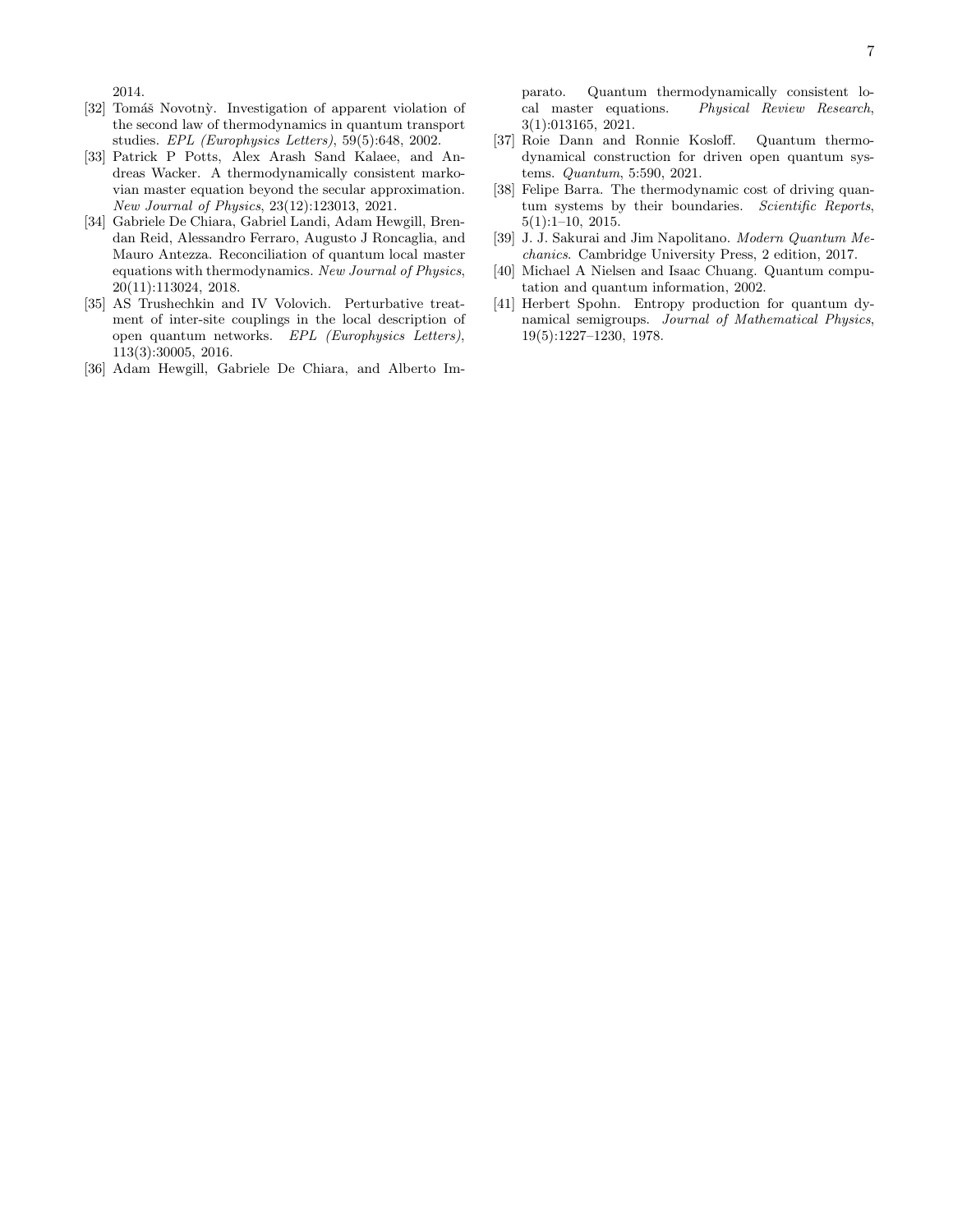2014.

[32] Tomáš Novotnỳ. Investigation of apparent violation of the second law of thermodynamics in quantum transport studies. *EPL (Europhysics Letters)*, 59(5):648, 2002.

[33] Patrick P Potts, Alex Arash Sand Kalaee, and Andreas Wacker. A thermodynamically consistent markovian master equation beyond the secular approximation. *New Journal of Physics*, 23(12):123013, 2021.

[34] Gabriele De Chiara, Gabriel Landi, Adam Hewgill, Brendan Reid, Alessandro Ferraro, Augusto J Roncaglia, and Mauro Antezza. Reconciliation of quantum local master equations with thermodynamics. *New Journal of Physics*, 20(11):113024, 2018.

[35] AS Trushechkin and IV Volovich. Perturbative treatment of inter-site couplings in the local description of open quantum networks. *EPL (Europhysics Letters)*, 113(3):30005, 2016.

[36] Adam Hewgill, Gabriele De Chiara, and Alberto Imparato. Quantum thermodynamically consistent local master equations. *Physical Review Research*, 3(1):013165, 2021.

[37] Roie Dann and Ronnie Kosloff. Quantum thermodynamical construction for driven open quantum systems. *Quantum*, 5:590, 2021.

[38] Felipe Barra. The thermodynamic cost of driving quantum systems by their boundaries. *Scientific Reports*, 5(1):1–10, 2015.

[39] J. J. Sakurai and Jim Napolitano. *Modern Quantum Mechanics*. Cambridge University Press, 2 edition, 2017.

[40] Michael A Nielsen and Isaac Chuang. Quantum computation and quantum information, 2002.

[41] Herbert Spohn. Entropy production for quantum dynamical semigroups. *Journal of Mathematical Physics*, 19(5):1227–1230, 1978.